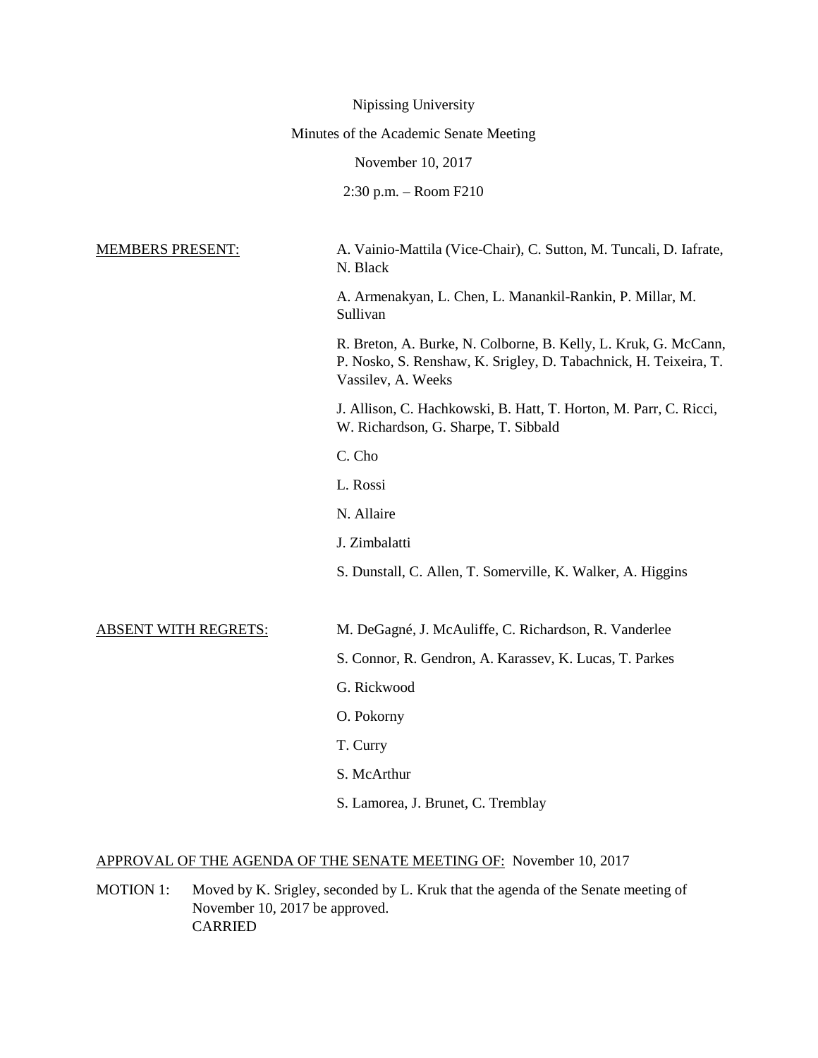Nipissing University

Minutes of the Academic Senate Meeting

November 10, 2017

2:30 p.m. – Room F210

MEMBERS PRESENT:

A. Vainio-Mattila (Vice-Chair), C. Sutton, M. Tuncali, D. Iafrate, N. Black

A. Armenakyan, L. Chen, L. Manankil-Rankin, P. Millar, M. Sullivan

R. Breton, A. Burke, N. Colborne, B. Kelly, L. Kruk, G. McCann, P. Nosko, S. Renshaw, K. Srigley, D. Tabachnick, H. Teixeira, T. Vassilev, A. Weeks

J. Allison, C. Hachkowski, B. Hatt, T. Horton, M. Parr, C. Ricci, W. Richardson, G. Sharpe, T. Sibbald

C. Cho

L. Rossi

N. Allaire

J. Zimbalatti

S. Dunstall, C. Allen, T. Somerville, K. Walker, A. Higgins

ABSENT WITH REGRETS:

M. DeGagné, J. McAuliffe, C. Richardson, R. Vanderlee

S. Connor, R. Gendron, A. Karassev, K. Lucas, T. Parkes

G. Rickwood

O. Pokorny

T. Curry

S. McArthur

S. Lamorea, J. Brunet, C. Tremblay

APPROVAL OF THE AGENDA OF THE SENATE MEETING OF: November 10, 2017

MOTION 1: Moved by K. Srigley, seconded by L. Kruk that the agenda of the Senate meeting of November 10, 2017 be approved.
CARRIED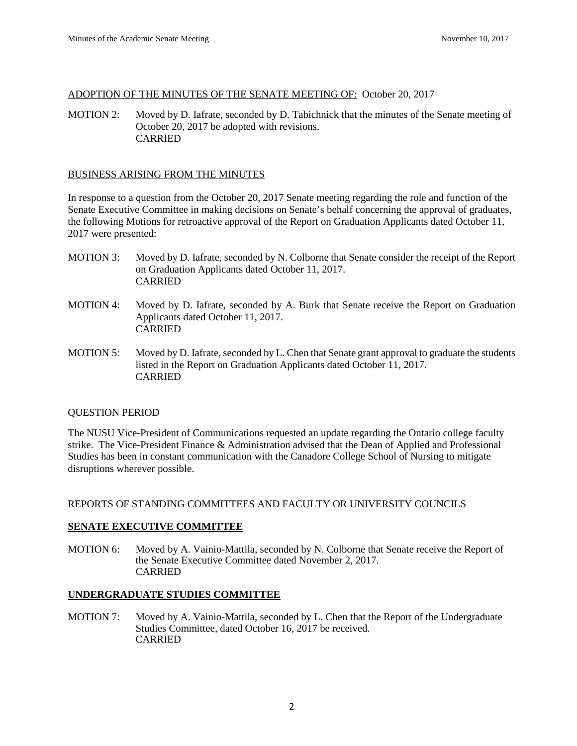ADOPTION OF THE MINUTES OF THE SENATE MEETING OF: October 20, 2017

MOTION 2: Moved by D. Iafrate, seconded by D. Tabichnick that the minutes of the Senate meeting of October 20, 2017 be adopted with revisions.
CARRIED

BUSINESS ARISING FROM THE MINUTES

In response to a question from the October 20, 2017 Senate meeting regarding the role and function of the Senate Executive Committee in making decisions on Senate's behalf concerning the approval of graduates, the following Motions for retroactive approval of the Report on Graduation Applicants dated October 11, 2017 were presented:

MOTION 3: Moved by D. Iafrate, seconded by N. Colborne that Senate consider the receipt of the Report on Graduation Applicants dated October 11, 2017.
CARRIED

MOTION 4: Moved by D. Iafrate, seconded by A. Burk that Senate receive the Report on Graduation Applicants dated October 11, 2017.
CARRIED

MOTION 5: Moved by D. Iafrate, seconded by L. Chen that Senate grant approval to graduate the students listed in the Report on Graduation Applicants dated October 11, 2017.
CARRIED

QUESTION PERIOD

The NUSU Vice-President of Communications requested an update regarding the Ontario college faculty strike. The Vice-President Finance & Administration advised that the Dean of Applied and Professional Studies has been in constant communication with the Canadore College School of Nursing to mitigate disruptions wherever possible.

REPORTS OF STANDING COMMITTEES AND FACULTY OR UNIVERSITY COUNCILS

**SENATE EXECUTIVE COMMITTEE**

MOTION 6: Moved by A. Vainio-Mattila, seconded by N. Colborne that Senate receive the Report of the Senate Executive Committee dated November 2, 2017.
CARRIED

**UNDERGRADUATE STUDIES COMMITTEE**

MOTION 7: Moved by A. Vainio-Mattila, seconded by L. Chen that the Report of the Undergraduate Studies Committee, dated October 16, 2017 be received.
CARRIED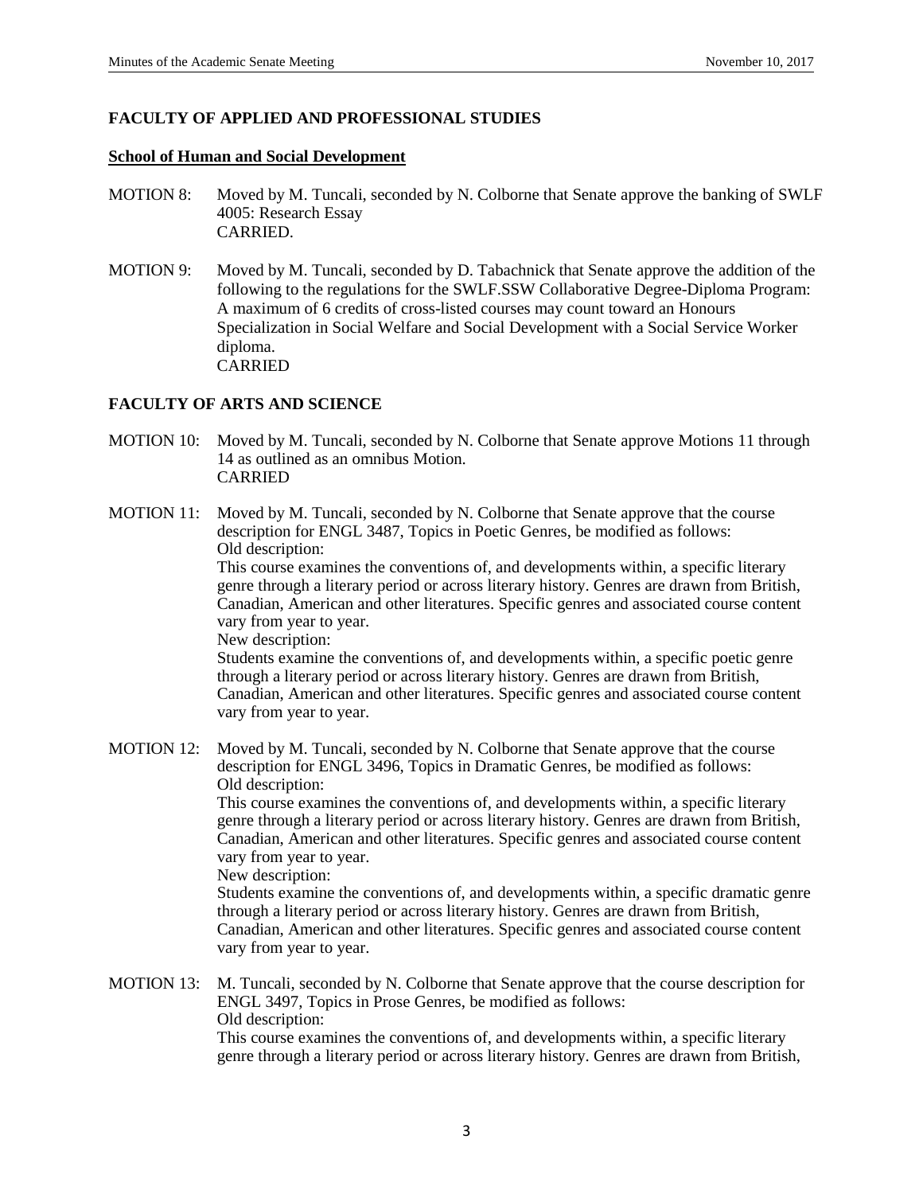## FACULTY OF APPLIED AND PROFESSIONAL STUDIES

### School of Human and Social Development

MOTION 8: Moved by M. Tuncali, seconded by N. Colborne that Senate approve the banking of SWLF 4005: Research Essay
CARRIED.

MOTION 9: Moved by M. Tuncali, seconded by D. Tabachnick that Senate approve the addition of the following to the regulations for the SWLF.SSW Collaborative Degree-Diploma Program:
A maximum of 6 credits of cross-listed courses may count toward an Honours Specialization in Social Welfare and Social Development with a Social Service Worker diploma.
CARRIED

## FACULTY OF ARTS AND SCIENCE

MOTION 10: Moved by M. Tuncali, seconded by N. Colborne that Senate approve Motions 11 through 14 as outlined as an omnibus Motion.
CARRIED

MOTION 11: Moved by M. Tuncali, seconded by N. Colborne that Senate approve that the course description for ENGL 3487, Topics in Poetic Genres, be modified as follows:
Old description:
This course examines the conventions of, and developments within, a specific literary genre through a literary period or across literary history. Genres are drawn from British, Canadian, American and other literatures. Specific genres and associated course content vary from year to year.
New description:
Students examine the conventions of, and developments within, a specific poetic genre through a literary period or across literary history. Genres are drawn from British, Canadian, American and other literatures. Specific genres and associated course content vary from year to year.

MOTION 12: Moved by M. Tuncali, seconded by N. Colborne that Senate approve that the course description for ENGL 3496, Topics in Dramatic Genres, be modified as follows:
Old description:
This course examines the conventions of, and developments within, a specific literary genre through a literary period or across literary history. Genres are drawn from British, Canadian, American and other literatures. Specific genres and associated course content vary from year to year.
New description:
Students examine the conventions of, and developments within, a specific dramatic genre through a literary period or across literary history. Genres are drawn from British, Canadian, American and other literatures. Specific genres and associated course content vary from year to year.

MOTION 13: M. Tuncali, seconded by N. Colborne that Senate approve that the course description for ENGL 3497, Topics in Prose Genres, be modified as follows:
Old description:
This course examines the conventions of, and developments within, a specific literary genre through a literary period or across literary history. Genres are drawn from British,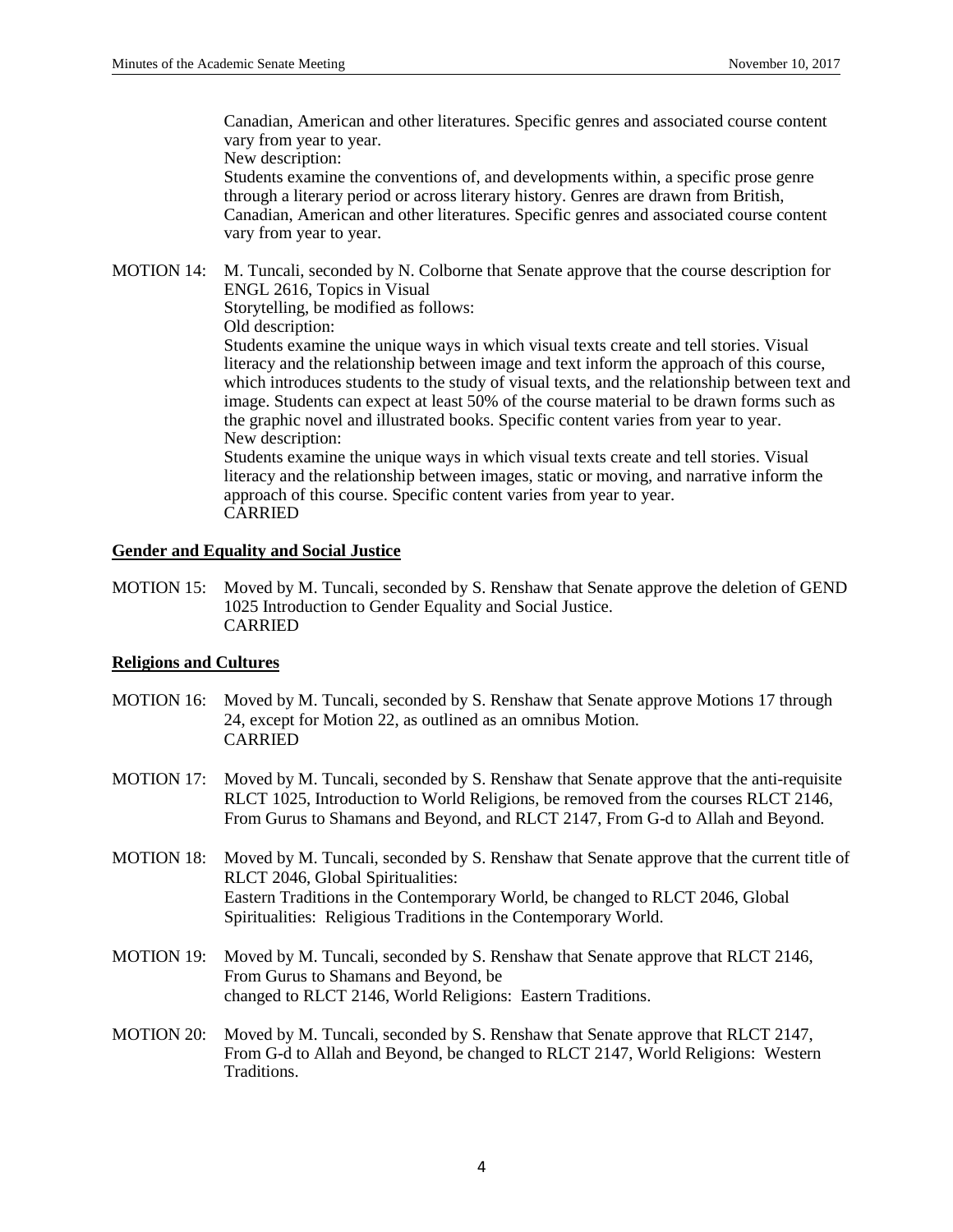Canadian, American and other literatures. Specific genres and associated course content vary from year to year.
New description:
Students examine the conventions of, and developments within, a specific prose genre through a literary period or across literary history. Genres are drawn from British, Canadian, American and other literatures. Specific genres and associated course content vary from year to year.

MOTION 14: M. Tuncali, seconded by N. Colborne that Senate approve that the course description for ENGL 2616, Topics in Visual Storytelling, be modified as follows:
Old description:
Students examine the unique ways in which visual texts create and tell stories. Visual literacy and the relationship between image and text inform the approach of this course, which introduces students to the study of visual texts, and the relationship between text and image. Students can expect at least 50% of the course material to be drawn forms such as the graphic novel and illustrated books. Specific content varies from year to year.
New description:
Students examine the unique ways in which visual texts create and tell stories. Visual literacy and the relationship between images, static or moving, and narrative inform the approach of this course. Specific content varies from year to year.
CARRIED

**Gender and Equality and Social Justice**

MOTION 15: Moved by M. Tuncali, seconded by S. Renshaw that Senate approve the deletion of GEND 1025 Introduction to Gender Equality and Social Justice.
CARRIED

**Religions and Cultures**

MOTION 16: Moved by M. Tuncali, seconded by S. Renshaw that Senate approve Motions 17 through 24, except for Motion 22, as outlined as an omnibus Motion.
CARRIED

MOTION 17: Moved by M. Tuncali, seconded by S. Renshaw that Senate approve that the anti-requisite RLCT 1025, Introduction to World Religions, be removed from the courses RLCT 2146, From Gurus to Shamans and Beyond, and RLCT 2147, From G-d to Allah and Beyond.

MOTION 18: Moved by M. Tuncali, seconded by S. Renshaw that Senate approve that the current title of RLCT 2046, Global Spiritualities: Eastern Traditions in the Contemporary World, be changed to RLCT 2046, Global Spiritualities: Religious Traditions in the Contemporary World.

MOTION 19: Moved by M. Tuncali, seconded by S. Renshaw that Senate approve that RLCT 2146, From Gurus to Shamans and Beyond, be changed to RLCT 2146, World Religions: Eastern Traditions.

MOTION 20: Moved by M. Tuncali, seconded by S. Renshaw that Senate approve that RLCT 2147, From G-d to Allah and Beyond, be changed to RLCT 2147, World Religions: Western Traditions.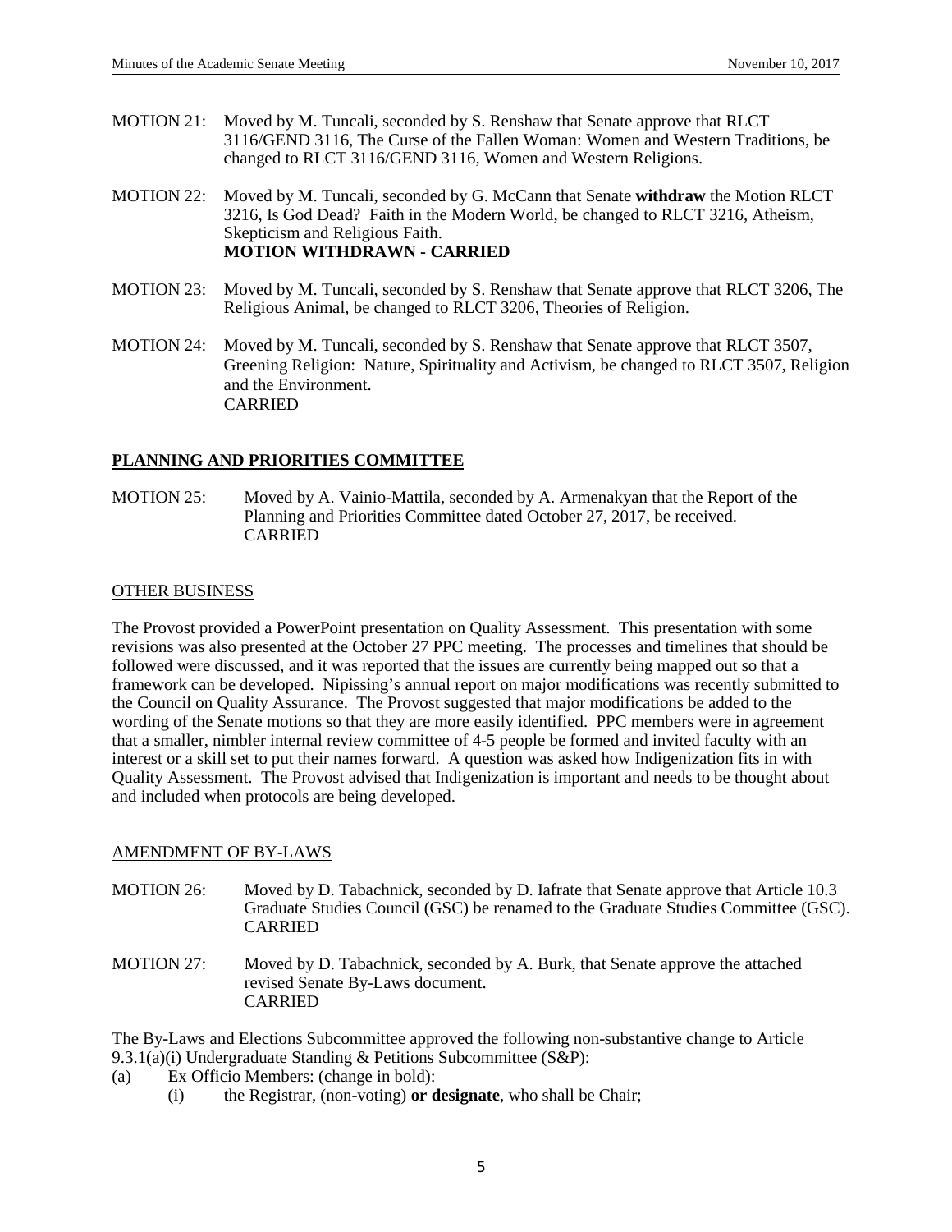MOTION 21: Moved by M. Tuncali, seconded by S. Renshaw that Senate approve that RLCT 3116/GEND 3116, The Curse of the Fallen Woman: Women and Western Traditions, be changed to RLCT 3116/GEND 3116, Women and Western Religions.

MOTION 22: Moved by M. Tuncali, seconded by G. McCann that Senate **withdraw** the Motion RLCT 3216, Is God Dead? Faith in the Modern World, be changed to RLCT 3216, Atheism, Skepticism and Religious Faith.
**MOTION WITHDRAWN - CARRIED**

MOTION 23: Moved by M. Tuncali, seconded by S. Renshaw that Senate approve that RLCT 3206, The Religious Animal, be changed to RLCT 3206, Theories of Religion.

MOTION 24: Moved by M. Tuncali, seconded by S. Renshaw that Senate approve that RLCT 3507, Greening Religion: Nature, Spirituality and Activism, be changed to RLCT 3507, Religion and the Environment.
CARRIED

## PLANNING AND PRIORITIES COMMITTEE

MOTION 25: Moved by A. Vainio-Mattila, seconded by A. Armenakyan that the Report of the Planning and Priorities Committee dated October 27, 2017, be received.
CARRIED

## OTHER BUSINESS

The Provost provided a PowerPoint presentation on Quality Assessment. This presentation with some revisions was also presented at the October 27 PPC meeting. The processes and timelines that should be followed were discussed, and it was reported that the issues are currently being mapped out so that a framework can be developed. Nipissing's annual report on major modifications was recently submitted to the Council on Quality Assurance. The Provost suggested that major modifications be added to the wording of the Senate motions so that they are more easily identified. PPC members were in agreement that a smaller, nimbler internal review committee of 4-5 people be formed and invited faculty with an interest or a skill set to put their names forward. A question was asked how Indigenization fits in with Quality Assessment. The Provost advised that Indigenization is important and needs to be thought about and included when protocols are being developed.

## AMENDMENT OF BY-LAWS

MOTION 26: Moved by D. Tabachnick, seconded by D. Iafrate that Senate approve that Article 10.3 Graduate Studies Council (GSC) be renamed to the Graduate Studies Committee (GSC).
CARRIED

MOTION 27: Moved by D. Tabachnick, seconded by A. Burk, that Senate approve the attached revised Senate By-Laws document.
CARRIED

The By-Laws and Elections Subcommittee approved the following non-substantive change to Article 9.3.1(a)(i) Undergraduate Standing & Petitions Subcommittee (S&P):

(a) Ex Officio Members: (change in bold):
   (i) the Registrar, (non-voting) **or designate**, who shall be Chair;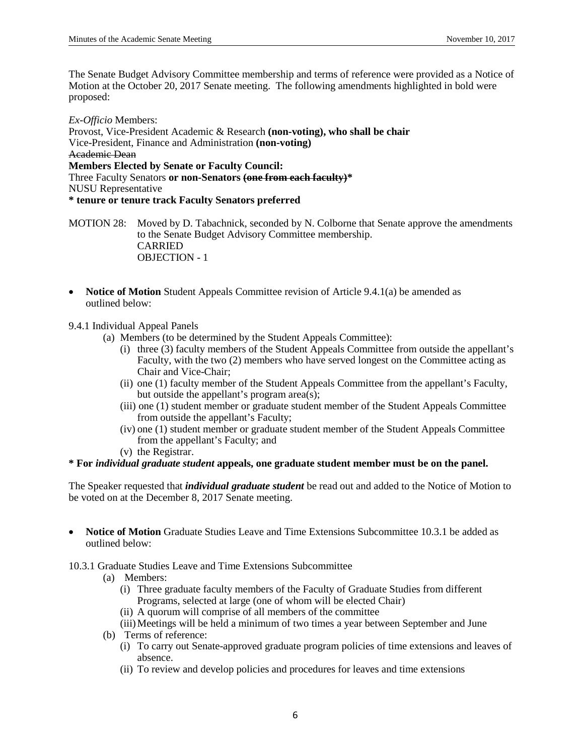The Senate Budget Advisory Committee membership and terms of reference were provided as a Notice of Motion at the October 20, 2017 Senate meeting. The following amendments highlighted in bold were proposed:

*Ex-Officio* Members:
Provost, Vice-President Academic & Research **(non-voting), who shall be chair**
Vice-President, Finance and Administration **(non-voting)**
~~Academic Dean~~
**Members Elected by Senate or Faculty Council:**
Three Faculty Senators **or non-Senators ~~(one from each faculty)~~***
NUSU Representative
**\* tenure or tenure track Faculty Senators preferred**

MOTION 28: Moved by D. Tabachnick, seconded by N. Colborne that Senate approve the amendments to the Senate Budget Advisory Committee membership.
CARRIED
OBJECTION - 1

- **Notice of Motion** Student Appeals Committee revision of Article 9.4.1(a) be amended as outlined below:

9.4.1 Individual Appeal Panels

(a) Members (to be determined by the Student Appeals Committee):

(i) three (3) faculty members of the Student Appeals Committee from outside the appellant's Faculty, with the two (2) members who have served longest on the Committee acting as Chair and Vice-Chair;

(ii) one (1) faculty member of the Student Appeals Committee from the appellant's Faculty, but outside the appellant's program area(s);

(iii) one (1) student member or graduate student member of the Student Appeals Committee from outside the appellant's Faculty;

(iv) one (1) student member or graduate student member of the Student Appeals Committee from the appellant's Faculty; and

(v) the Registrar.

**\* For *individual graduate student* appeals, one graduate student member must be on the panel.**

The Speaker requested that ***individual graduate student*** be read out and added to the Notice of Motion to be voted on at the December 8, 2017 Senate meeting.

- **Notice of Motion** Graduate Studies Leave and Time Extensions Subcommittee 10.3.1 be added as outlined below:

10.3.1 Graduate Studies Leave and Time Extensions Subcommittee

(a) Members:

(i) Three graduate faculty members of the Faculty of Graduate Studies from different Programs, selected at large (one of whom will be elected Chair)

(ii) A quorum will comprise of all members of the committee

(iii) Meetings will be held a minimum of two times a year between September and June

(b) Terms of reference:

(i) To carry out Senate-approved graduate program policies of time extensions and leaves of absence.

(ii) To review and develop policies and procedures for leaves and time extensions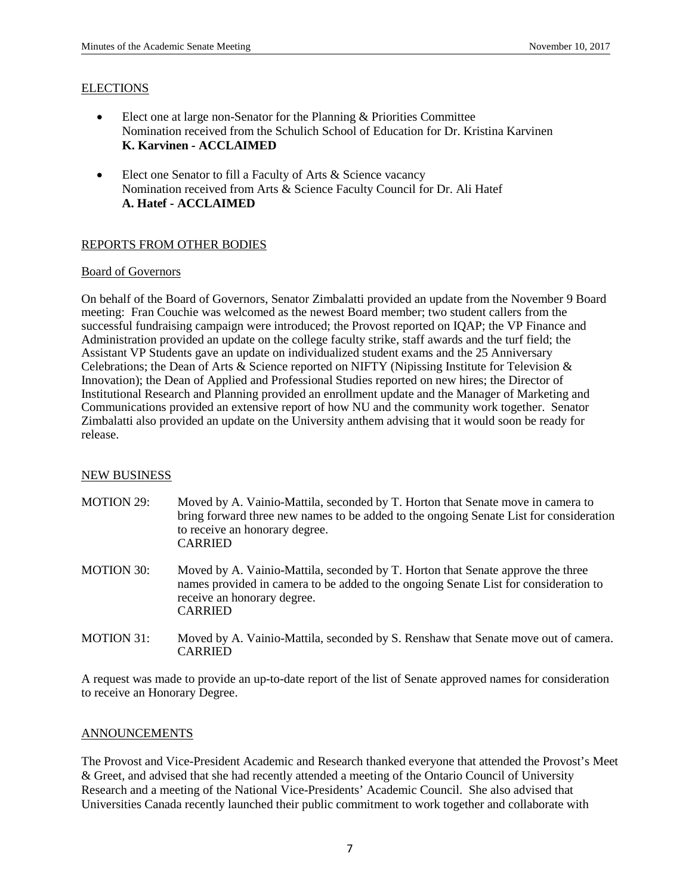## ELECTIONS

- Elect one at large non-Senator for the Planning & Priorities Committee
  Nomination received from the Schulich School of Education for Dr. Kristina Karvinen
  **K. Karvinen - ACCLAIMED**

- Elect one Senator to fill a Faculty of Arts & Science vacancy
  Nomination received from Arts & Science Faculty Council for Dr. Ali Hatef
  **A. Hatef - ACCLAIMED**

## REPORTS FROM OTHER BODIES

### Board of Governors

On behalf of the Board of Governors, Senator Zimbalatti provided an update from the November 9 Board meeting: Fran Couchie was welcomed as the newest Board member; two student callers from the successful fundraising campaign were introduced; the Provost reported on IQAP; the VP Finance and Administration provided an update on the college faculty strike, staff awards and the turf field; the Assistant VP Students gave an update on individualized student exams and the 25 Anniversary Celebrations; the Dean of Arts & Science reported on NIFTY (Nipissing Institute for Television & Innovation); the Dean of Applied and Professional Studies reported on new hires; the Director of Institutional Research and Planning provided an enrollment update and the Manager of Marketing and Communications provided an extensive report of how NU and the community work together. Senator Zimbalatti also provided an update on the University anthem advising that it would soon be ready for release.

## NEW BUSINESS

MOTION 29: Moved by A. Vainio-Mattila, seconded by T. Horton that Senate move in camera to bring forward three new names to be added to the ongoing Senate List for consideration to receive an honorary degree.
CARRIED

MOTION 30: Moved by A. Vainio-Mattila, seconded by T. Horton that Senate approve the three names provided in camera to be added to the ongoing Senate List for consideration to receive an honorary degree.
CARRIED

MOTION 31: Moved by A. Vainio-Mattila, seconded by S. Renshaw that Senate move out of camera.
CARRIED

A request was made to provide an up-to-date report of the list of Senate approved names for consideration to receive an Honorary Degree.

## ANNOUNCEMENTS

The Provost and Vice-President Academic and Research thanked everyone that attended the Provost's Meet & Greet, and advised that she had recently attended a meeting of the Ontario Council of University Research and a meeting of the National Vice-Presidents' Academic Council. She also advised that Universities Canada recently launched their public commitment to work together and collaborate with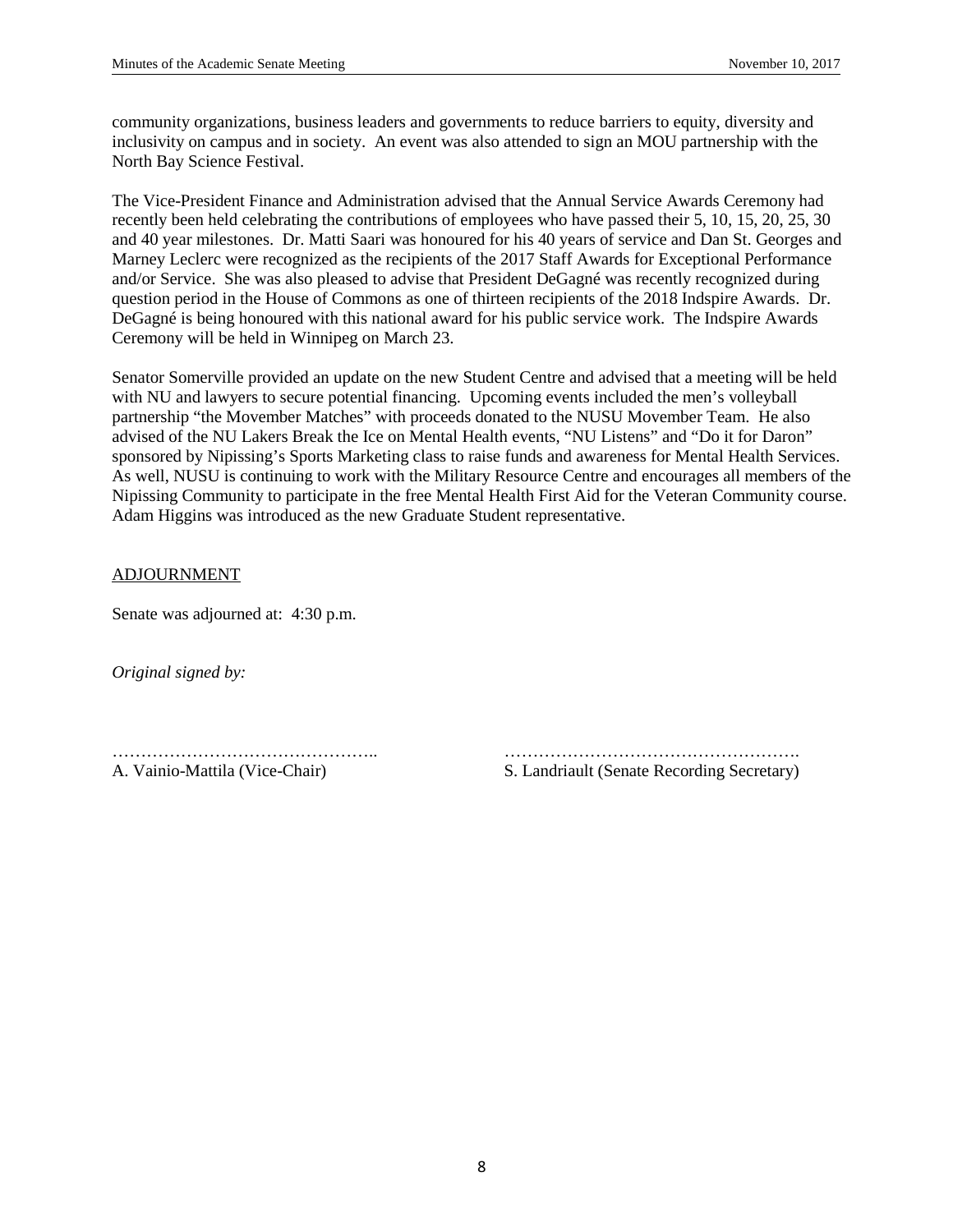community organizations, business leaders and governments to reduce barriers to equity, diversity and inclusivity on campus and in society. An event was also attended to sign an MOU partnership with the North Bay Science Festival.

The Vice-President Finance and Administration advised that the Annual Service Awards Ceremony had recently been held celebrating the contributions of employees who have passed their 5, 10, 15, 20, 25, 30 and 40 year milestones. Dr. Matti Saari was honoured for his 40 years of service and Dan St. Georges and Marney Leclerc were recognized as the recipients of the 2017 Staff Awards for Exceptional Performance and/or Service. She was also pleased to advise that President DeGagné was recently recognized during question period in the House of Commons as one of thirteen recipients of the 2018 Indspire Awards. Dr. DeGagné is being honoured with this national award for his public service work. The Indspire Awards Ceremony will be held in Winnipeg on March 23.

Senator Somerville provided an update on the new Student Centre and advised that a meeting will be held with NU and lawyers to secure potential financing. Upcoming events included the men's volleyball partnership "the Movember Matches" with proceeds donated to the NUSU Movember Team. He also advised of the NU Lakers Break the Ice on Mental Health events, "NU Listens" and "Do it for Daron" sponsored by Nipissing's Sports Marketing class to raise funds and awareness for Mental Health Services. As well, NUSU is continuing to work with the Military Resource Centre and encourages all members of the Nipissing Community to participate in the free Mental Health First Aid for the Veteran Community course. Adam Higgins was introduced as the new Graduate Student representative.

ADJOURNMENT

Senate was adjourned at: 4:30 p.m.

*Original signed by:*

……………………………………….. ……………………………………………

A. Vainio-Mattila (Vice-Chair) S. Landriault (Senate Recording Secretary)